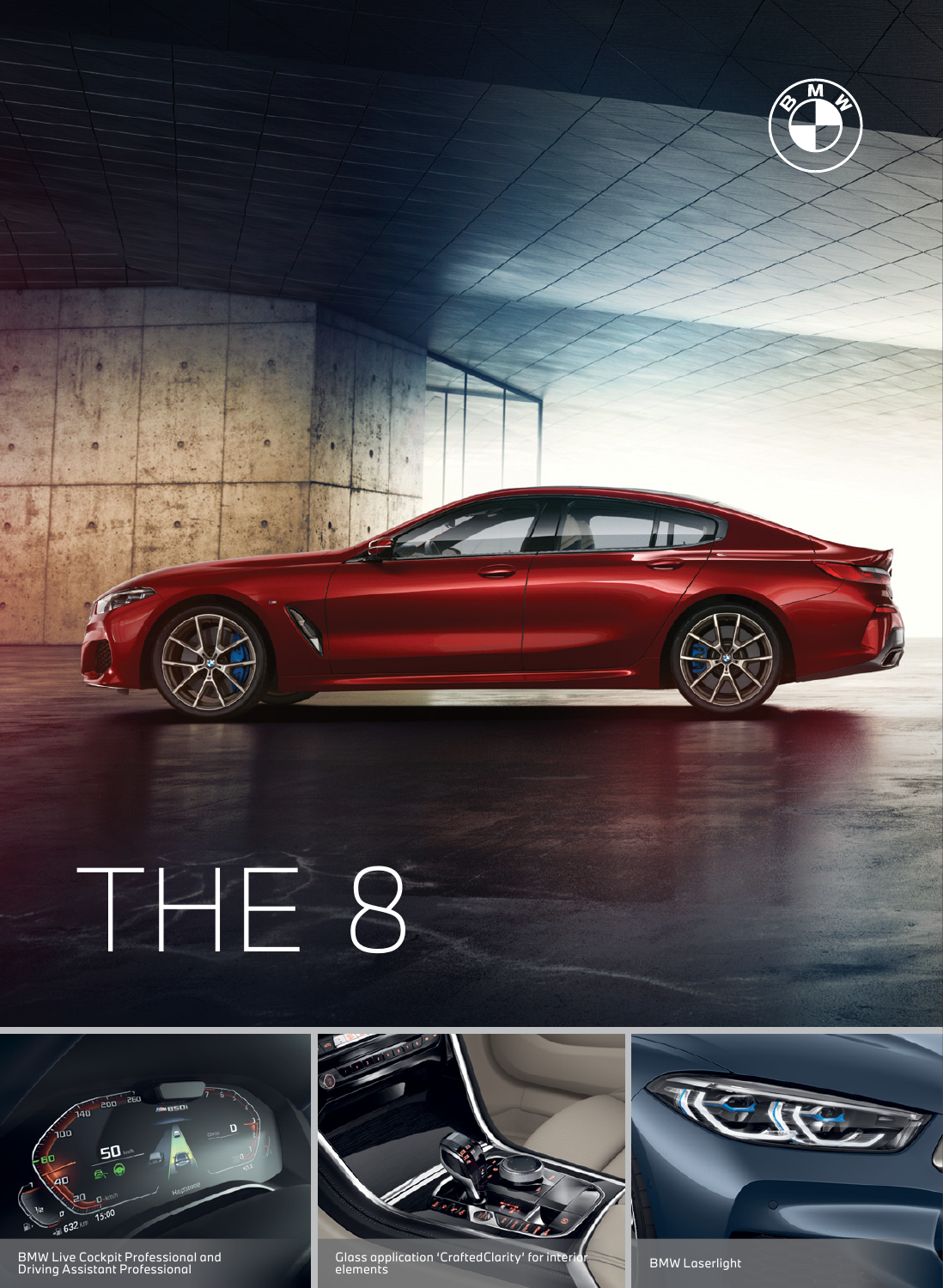# THE 8

BMW Live Cockpit Professional and Driving Assistant Professional

Glass application 'CraftedClarity' for interior elements

BMW Laserlight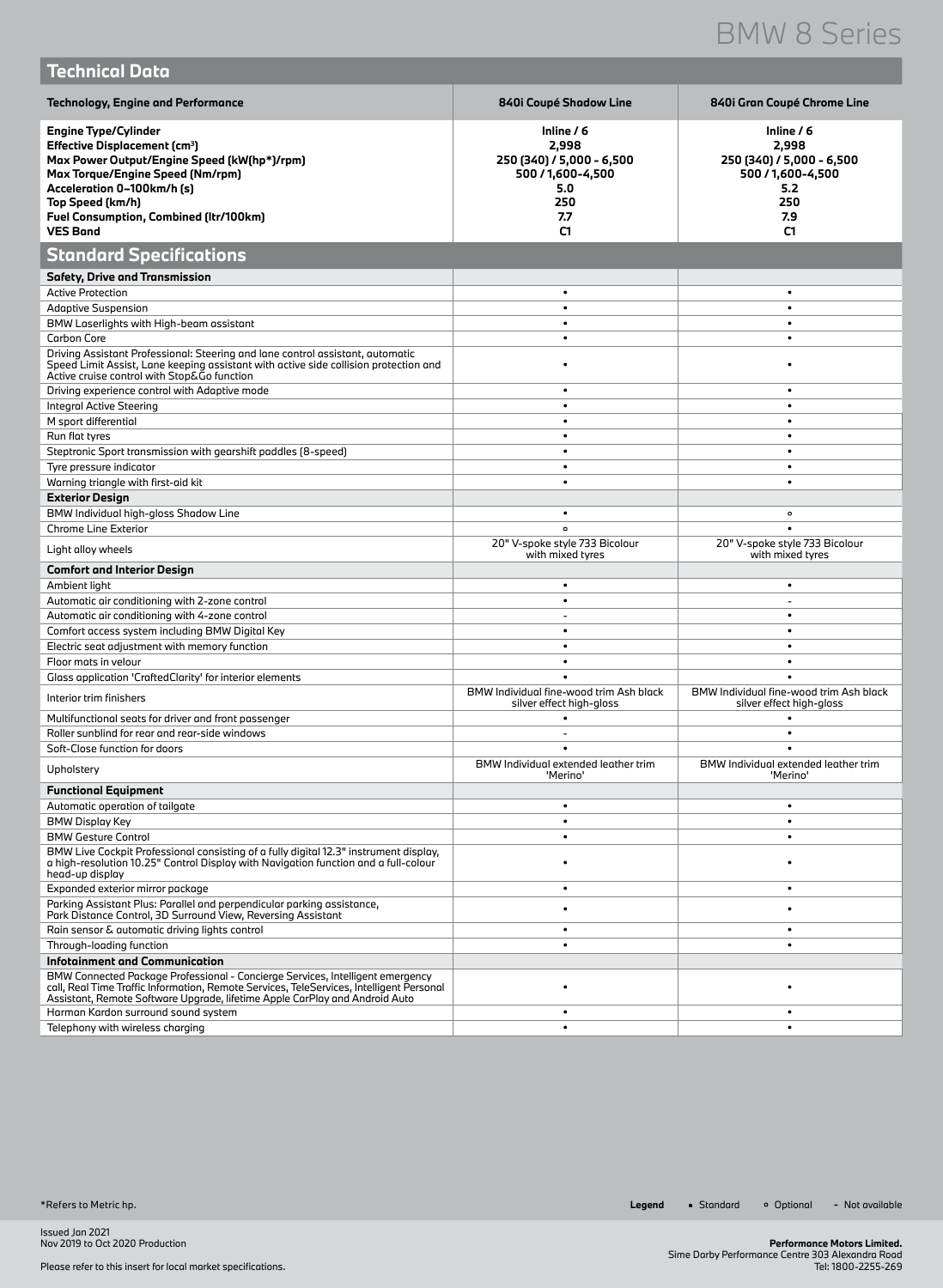BMW 8 Series

## Technical Data

| Technology, Engine and Performance | 840i Coupé Shadow Line | 840i Gran Coupé Chrome Line |
|---|---|---|
| **Engine Type/Cylinder** | **Inline / 6** | **Inline / 6** |
| **Effective Displacement (cm³)** | **2,998** | **2,998** |
| **Max Power Output/Engine Speed (kW(hp*)/rpm)** | **250 (340) / 5,000 - 6,500** | **250 (340) / 5,000 - 6,500** |
| **Max Torque/Engine Speed (Nm/rpm)** | **500 / 1,600-4,500** | **500 / 1,600-4,500** |
| **Acceleration 0–100km/h (s)** | **5.0** | **5.2** |
| **Top Speed (km/h)** | **250** | **250** |
| **Fuel Consumption, Combined (ltr/100km)** | **7.7** | **7.9** |
| **VES Band** | **C1** | **C1** |

## Standard Specifications

| | | |
|---|---|---|
| **Safety, Drive and Transmission** | | |
| Active Protection | • | • |
| Adaptive Suspension | • | • |
| BMW Laserlights with High-beam assistant | • | • |
| Carbon Core | • | • |
| Driving Assistant Professional: Steering and lane control assistant, automatic Speed Limit Assist, Lane keeping assistant with active side collision protection and Active cruise control with Stop&Go function | • | • |
| Driving experience control with Adaptive mode | • | • |
| Integral Active Steering | • | • |
| M sport differential | • | • |
| Run flat tyres | • | • |
| Steptronic Sport transmission with gearshift paddles (8-speed) | • | • |
| Tyre pressure indicator | • | • |
| Warning triangle with first-aid kit | • | • |
| **Exterior Design** | | |
| BMW Individual high-gloss Shadow Line | • | ∘ |
| Chrome Line Exterior | ∘ | • |
| Light alloy wheels | 20" V-spoke style 733 Bicolour with mixed tyres | 20" V-spoke style 733 Bicolour with mixed tyres |
| **Comfort and Interior Design** | | |
| Ambient light | • | • |
| Automatic air conditioning with 2-zone control | • | - |
| Automatic air conditioning with 4-zone control | - | • |
| Comfort access system including BMW Digital Key | • | • |
| Electric seat adjustment with memory function | • | • |
| Floor mats in velour | • | • |
| Glass application 'CraftedClarity' for interior elements | • | • |
| Interior trim finishers | BMW Individual fine-wood trim Ash black silver effect high-gloss | BMW Individual fine-wood trim Ash black silver effect high-gloss |
| Multifunctional seats for driver and front passenger | • | • |
| Roller sunblind for rear and rear-side windows | - | • |
| Soft-Close function for doors | • | • |
| Upholstery | BMW Individual extended leather trim 'Merino' | BMW Individual extended leather trim 'Merino' |
| **Functional Equipment** | | |
| Automatic operation of tailgate | • | • |
| BMW Display Key | • | • |
| BMW Gesture Control | • | • |
| BMW Live Cockpit Professional consisting of a fully digital 12.3" instrument display, a high-resolution 10.25" Control Display with Navigation function and a full-colour head-up display | • | • |
| Expanded exterior mirror package | • | • |
| Parking Assistant Plus: Parallel and perpendicular parking assistance, Park Distance Control, 3D Surround View, Reversing Assistant | • | • |
| Rain sensor & automatic driving lights control | • | • |
| Through-loading function | • | • |
| **Infotainment and Communication** | | |
| BMW Connected Package Professional - Concierge Services, Intelligent emergency call, Real Time Traffic Information, Remote Services, TeleServices, Intelligent Personal Assistant, Remote Software Upgrade, lifetime Apple CarPlay and Android Auto | • | • |
| Harman Kardon surround sound system | • | • |
| Telephony with wireless charging | • | • |

*Refers to Metric hp.

**Legend** • Standard ∘ Optional - Not available

Issued Jan 2021
Nov 2019 to Oct 2020 Production

Please refer to this insert for local market specifications.

**Performance Motors Limited.**
Sime Darby Performance Centre 303 Alexandra Road
Tel: 1800-2255-269